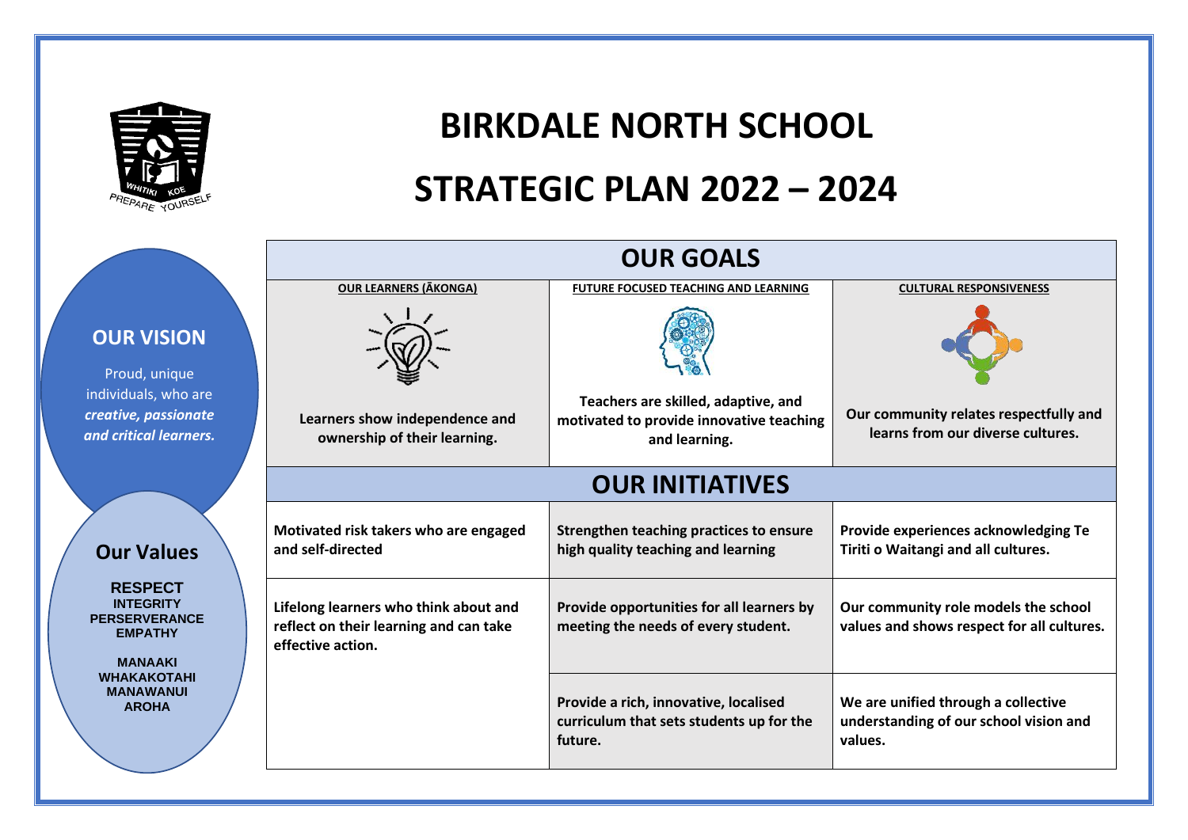WHITIKI KOE
PREPARE YOURSELF

# BIRKDALE NORTH SCHOOL

# STRATEGIC PLAN 2022 – 2024

## OUR VISION

Proud, unique individuals, who are ***creative, passionate and critical learners.***

## Our Values

**RESPECT**
**INTEGRITY**
**PERSERVERANCE**
**EMPATHY**

**MANAAKI**
**WHAKAKOTAHI**
**MANAWANUI**
**AROHA**

## OUR GOALS

| OUR LEARNERS (ĀKONGA) | FUTURE FOCUSED TEACHING AND LEARNING | CULTURAL RESPONSIVENESS |
|---|---|---|
| **Learners show independence and ownership of their learning.** | **Teachers are skilled, adaptive, and motivated to provide innovative teaching and learning.** | **Our community relates respectfully and learns from our diverse cultures.** |

## OUR INITIATIVES

| OUR LEARNERS (ĀKONGA) | FUTURE FOCUSED TEACHING AND LEARNING | CULTURAL RESPONSIVENESS |
|---|---|---|
| **Motivated risk takers who are engaged and self-directed** | **Strengthen teaching practices to ensure high quality teaching and learning** | **Provide experiences acknowledging Te Tiriti o Waitangi and all cultures.** |
| **Lifelong learners who think about and reflect on their learning and can take effective action.** | **Provide opportunities for all learners by meeting the needs of every student.** | **Our community role models the school values and shows respect for all cultures.** |
| | **Provide a rich, innovative, localised curriculum that sets students up for the future.** | **We are unified through a collective understanding of our school vision and values.** |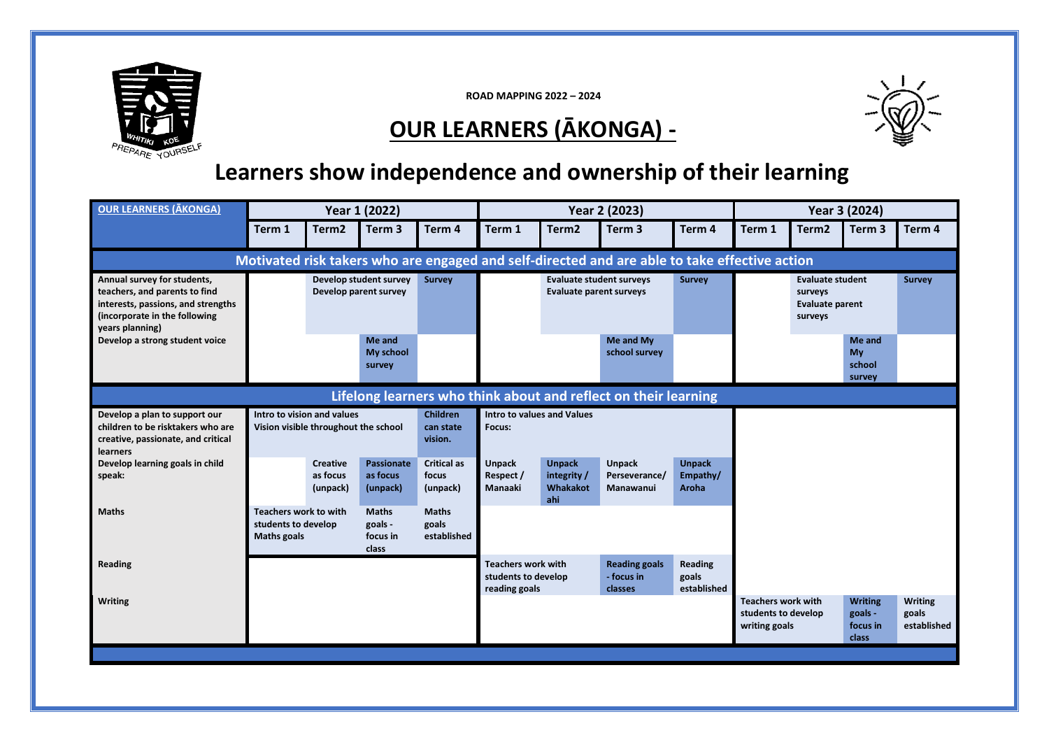ROAD MAPPING 2022 – 2024

# OUR LEARNERS (ĀKONGA) -

## Learners show independence and ownership of their learning

| OUR LEARNERS (ĀKONGA) | Year 1 (2022) | | | | Year 2 (2023) | | | | Year 3 (2024) | | | |
|---|---|---|---|---|---|---|---|---|---|---|---|---|
| | Term 1 | Term2 | Term 3 | Term 4 | Term 1 | Term2 | Term 3 | Term 4 | Term 1 | Term2 | Term 3 | Term 4 |
| **Motivated risk takers who are engaged and self-directed and are able to take effective action** | | | | | | | | | | | | |
| Annual survey for students, teachers, and parents to find interests, passions, and strengths (incorporate in the following years planning) | | Develop student survey Develop parent survey | | Survey | | Evaluate student surveys Evaluate parent surveys | | Survey | | Evaluate student surveys Evaluate parent surveys | | Survey |
| Develop a strong student voice | | | Me and My school survey | | | | Me and My school survey | | | | Me and My school survey | |
| **Lifelong learners who think about and reflect on their learning** | | | | | | | | | | | | |
| Develop a plan to support our children to be risktakers who are creative, passionate, and critical learners | Intro to vision and values Vision visible throughout the school | | | Children can state vision. | Intro to values and Values Focus: | | | | | | | |
| Develop learning goals in child speak: | | Creative as focus (unpack) | Passionate as focus (unpack) | Critical as focus (unpack) | Unpack Respect / Manaaki | Unpack integrity / Whakakotahi | Unpack Perseverance/ Manawanui | Unpack Empathy/ Aroha | | | | |
| Maths | Teachers work to with students to develop Maths goals | | Maths goals - focus in class | Maths goals established | | | | | | | | |
| Reading | | | | | Teachers work with students to develop reading goals | | Reading goals - focus in classes | Reading goals established | | | | |
| Writing | | | | | | | | | Teachers work with students to develop writing goals | | Writing goals - focus in class | Writing goals established |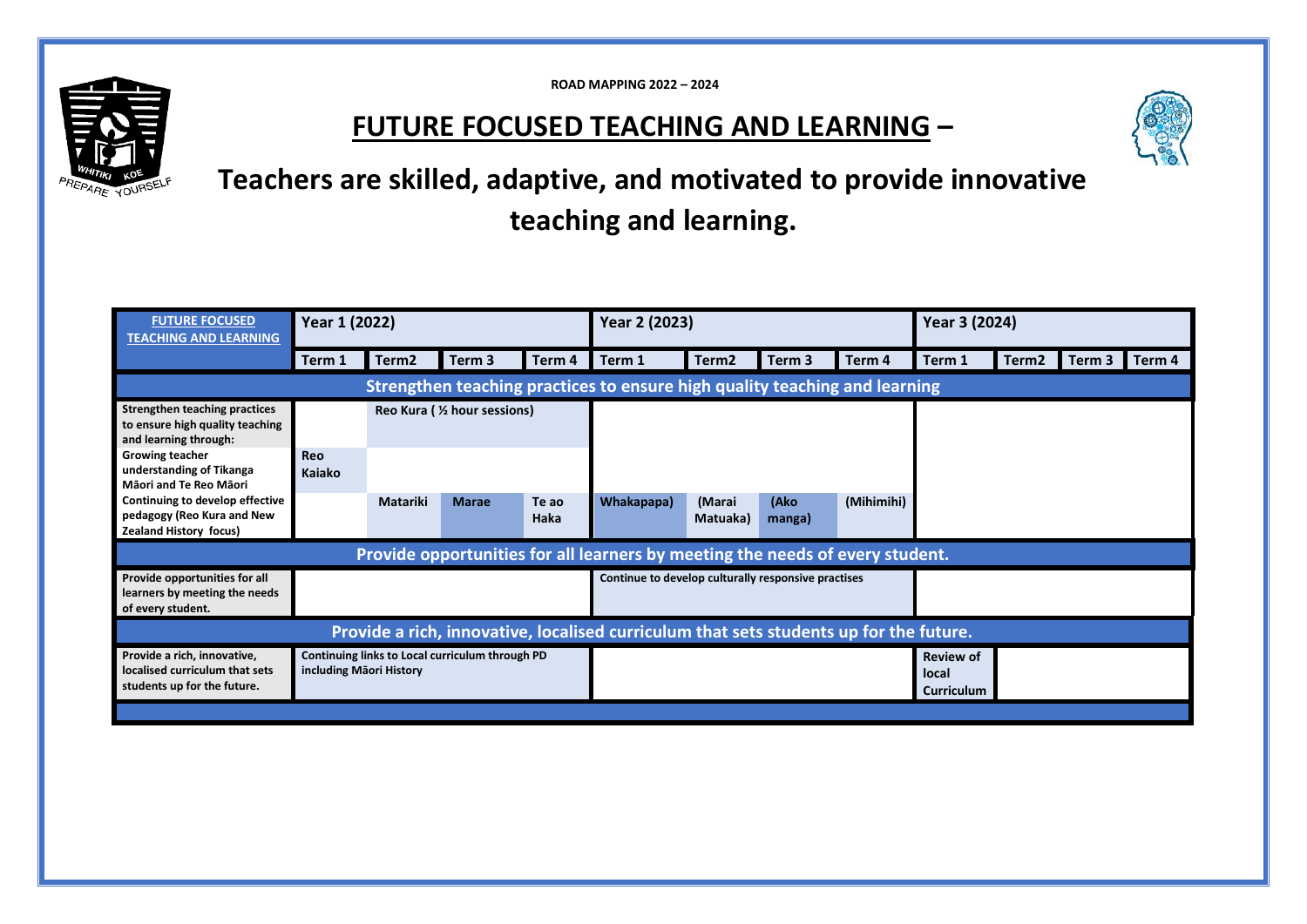ROAD MAPPING 2022 – 2024

# FUTURE FOCUSED TEACHING AND LEARNING –

## Teachers are skilled, adaptive, and motivated to provide innovative teaching and learning.

| FUTURE FOCUSED TEACHING AND LEARNING | Year 1 (2022) | | | | Year 2 (2023) | | | | Year 3 (2024) | | | |
|---|---|---|---|---|---|---|---|---|---|---|---|---|
| | Term 1 | Term2 | Term 3 | Term 4 | Term 1 | Term2 | Term 3 | Term 4 | Term 1 | Term2 | Term 3 | Term 4 |
| **Strengthen teaching practices to ensure high quality teaching and learning** | | | | | | | | | | | | |
| Strengthen teaching practices to ensure high quality teaching and learning through: | | Reo Kura ( ½ hour sessions) | | | | | | | | | | |
| Growing teacher understanding of Tikanga Māori and Te Reo Māori | Reo Kaiako | | | | | | | | | | | |
| Continuing to develop effective pedagogy (Reo Kura and New Zealand History focus) | | Matariki | Marae | Te ao Haka | Whakapapa) | (Marai Matuaka) | (Ako manga) | (Mihimihi) | | | | |
| **Provide opportunities for all learners by meeting the needs of every student.** | | | | | | | | | | | | |
| Provide opportunities for all learners by meeting the needs of every student. | | | | | Continue to develop culturally responsive practises | | | | | | | |
| **Provide a rich, innovative, localised curriculum that sets students up for the future.** | | | | | | | | | | | | |
| Provide a rich, innovative, localised curriculum that sets students up for the future. | Continuing links to Local curriculum through PD including Māori History | | | | | | | | Review of local Curriculum | | | |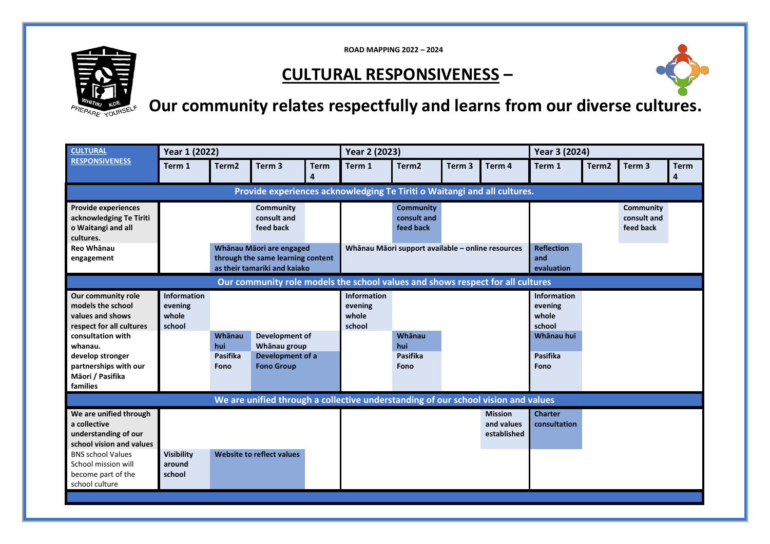ROAD MAPPING 2022 – 2024

# CULTURAL RESPONSIVENESS –

## Our community relates respectfully and learns from our diverse cultures.

| CULTURAL RESPONSIVENESS | Year 1 (2022) | | | | Year 2 (2023) | | | | Year 3 (2024) | | | |
|---|---|---|---|---|---|---|---|---|---|---|---|---|
| | Term 1 | Term2 | Term 3 | Term 4 | Term 1 | Term2 | Term 3 | Term 4 | Term 1 | Term2 | Term 3 | Term 4 |
| **Provide experiences acknowledging Te Tiriti o Waitangi and all cultures.** | | | | | | | | | | | | |
| **Provide experiences acknowledging Te Tiriti o Waitangi and all cultures.** | | | **Community consult and feed back** | | | **Community consult and feed back** | | | | | **Community consult and feed back** | |
| **Reo Whānau engagement** | | **Whānau Māori are engaged through the same learning content as their tamariki and kaiako** | | | **Whānau Māori support available – online resources** | | | | **Reflection and evaluation** | | | |
| **Our community role models the school values and shows respect for all cultures** | | | | | | | | | | | | |
| **Our community role models the school values and shows respect for all cultures** | **Information evening whole school** | | | | **Information evening whole school** | | | | **Information evening whole school** | | | |
| **consultation with whanau.** | | **Whānau hui** | **Development of Whānau group** | | | **Whānau hui** | | | **Whānau hui** | | | |
| **develop stronger partnerships with our Māori / Pasifika families** | | **Pasifika Fono** | **Development of a Fono Group** | | | **Pasifika Fono** | | | **Pasifika Fono** | | | |
| **We are unified through a collective understanding of our school vision and values** | | | | | | | | | | | | |
| **We are unified through a collective understanding of our school vision and values** | | | | | | | | **Mission and values established** | **Charter consultation** | | | |
| BNS school Values School mission will become part of the school culture | **Visibility around school** | **Website to reflect values** | | | | | | | | | | |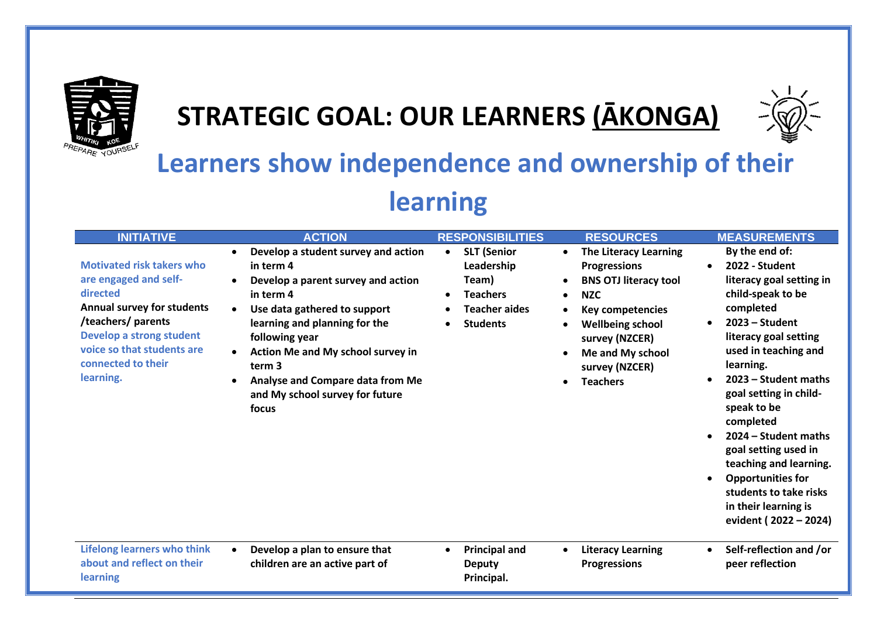# STRATEGIC GOAL: OUR LEARNERS (ĀKONGA)

## Learners show independence and ownership of their learning

| INITIATIVE | ACTION | RESPONSIBILITIES | RESOURCES | MEASUREMENTS |
|---|---|---|---|---|
| **Motivated risk takers who are engaged and self-directed**<br>**Annual survey for students /teachers/ parents**<br>**Develop a strong student voice so that students are connected to their learning.** | • **Develop a student survey and action in term 4**<br>• **Develop a parent survey and action in term 4**<br>• **Use data gathered to support learning and planning for the following year**<br>• **Action Me and My school survey in term 3**<br>• **Analyse and Compare data from Me and My school survey for future focus** | • **SLT (Senior Leadership Team)**<br>• **Teachers**<br>• **Teacher aides**<br>• **Students** | • **The Literacy Learning Progressions**<br>• **BNS OTJ literacy tool**<br>• **NZC**<br>• **Key competencies**<br>• **Wellbeing school survey (NZCER)**<br>• **Me and My school survey (NZCER)**<br>• **Teachers** | **By the end of:**<br>• **2022 - Student literacy goal setting in child-speak to be completed**<br>• **2023 – Student literacy goal setting used in teaching and learning.**<br>• **2023 – Student maths goal setting in child-speak to be completed**<br>• **2024 – Student maths goal setting used in teaching and learning.**<br>• **Opportunities for students to take risks in their learning is evident ( 2022 – 2024)** |
| **Lifelong learners who think about and reflect on their learning** | • **Develop a plan to ensure that children are an active part of** | • **Principal and Deputy Principal.** | • **Literacy Learning Progressions** | • **Self-reflection and /or peer reflection** |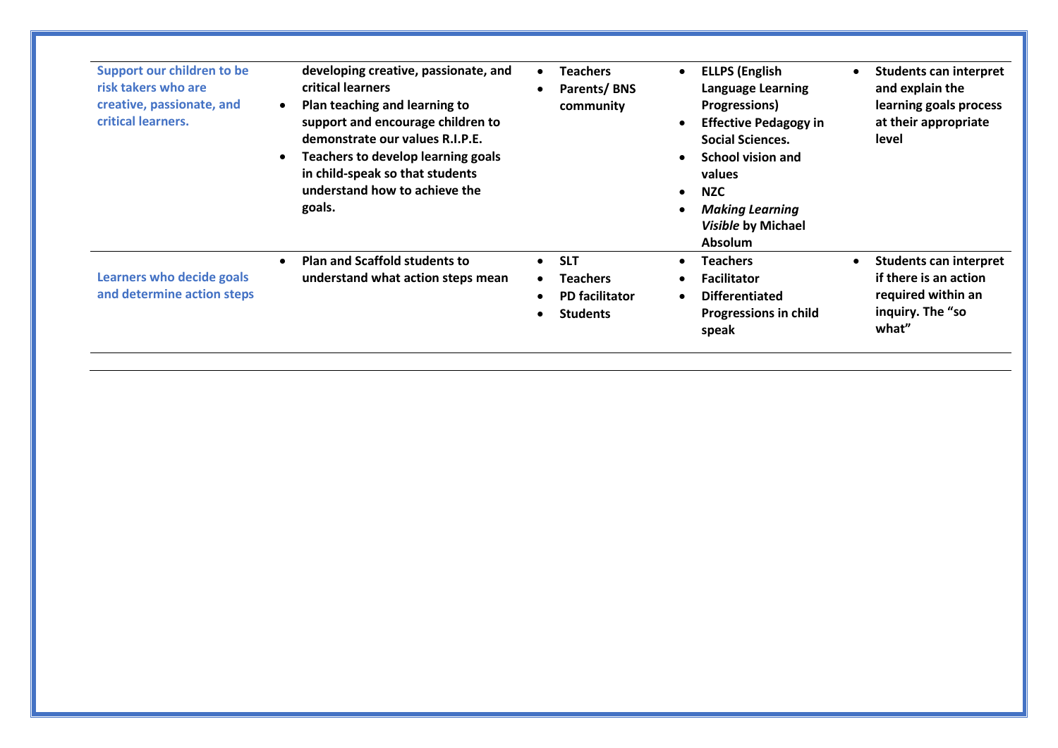| | | | | |
|---|---|---|---|---|
| **Support our children to be risk takers who are creative, passionate, and critical learners.** | **developing creative, passionate, and critical learners**<br>• **Plan teaching and learning to support and encourage children to demonstrate our values R.I.P.E.**<br>• **Teachers to develop learning goals in child-speak so that students understand how to achieve the goals.** | • **Teachers**<br>• **Parents/ BNS community** | • **ELLPS (English Language Learning Progressions)**<br>• **Effective Pedagogy in Social Sciences.**<br>• **School vision and values**<br>• **NZC**<br>• ***Making Learning Visible* by Michael Absolum** | • **Students can interpret and explain the learning goals process at their appropriate level** |
| **Learners who decide goals and determine action steps** | • **Plan and Scaffold students to understand what action steps mean** | • **SLT**<br>• **Teachers**<br>• **PD facilitator**<br>• **Students** | • **Teachers**<br>• **Facilitator**<br>• **Differentiated Progressions in child speak** | • **Students can interpret if there is an action required within an inquiry. The “so what”** |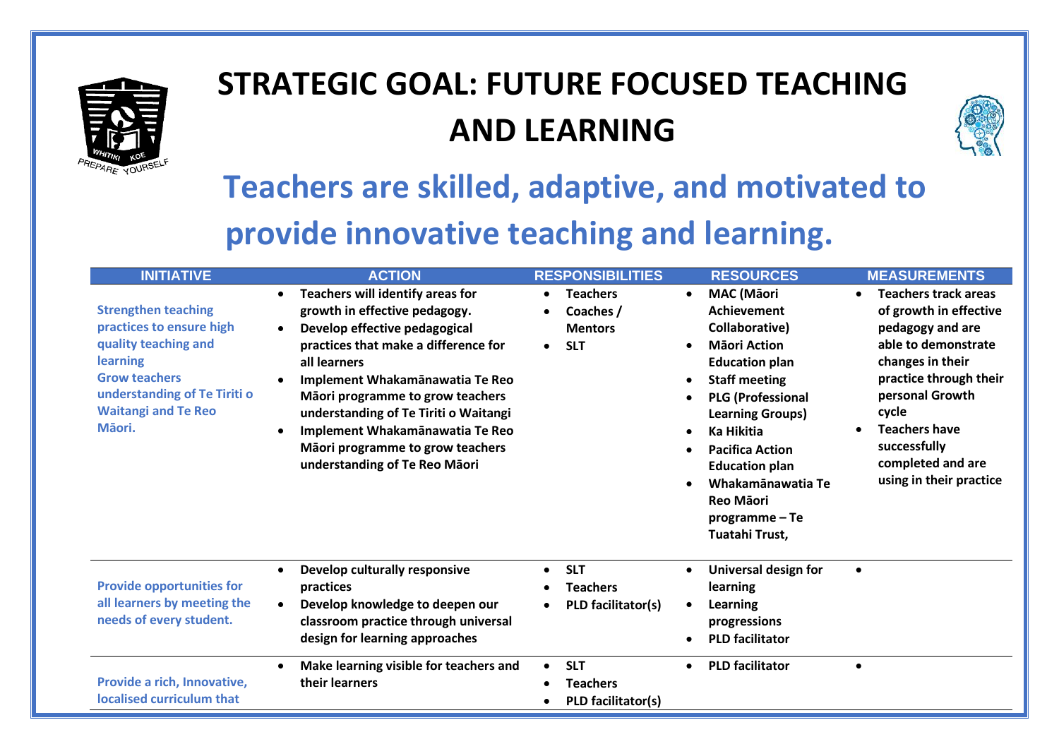# STRATEGIC GOAL: FUTURE FOCUSED TEACHING AND LEARNING

## Teachers are skilled, adaptive, and motivated to provide innovative teaching and learning.

| INITIATIVE | ACTION | RESPONSIBILITIES | RESOURCES | MEASUREMENTS |
|---|---|---|---|---|
| **Strengthen teaching practices to ensure high quality teaching and learning**<br>**Grow teachers understanding of Te Tiriti o Waitangi and Te Reo Māori.** | • **Teachers will identify areas for growth in effective pedagogy.**<br>• **Develop effective pedagogical practices that make a difference for all learners**<br>• **Implement Whakamānawatia Te Reo Māori programme to grow teachers understanding of Te Tiriti o Waitangi**<br>• **Implement Whakamānawatia Te Reo Māori programme to grow teachers understanding of Te Reo Māori** | • **Teachers**<br>• **Coaches / Mentors**<br>• **SLT** | • **MAC (Māori Achievement Collaborative)**<br>• **Māori Action Education plan**<br>• **Staff meeting**<br>• **PLG (Professional Learning Groups)**<br>• **Ka Hikitia**<br>• **Pacifica Action Education plan**<br>• **Whakamānawatia Te Reo Māori programme – Te Tuatahi Trust,** | • **Teachers track areas of growth in effective pedagogy and are able to demonstrate changes in their practice through their personal Growth cycle**<br>• **Teachers have successfully completed and are using in their practice** |
| **Provide opportunities for all learners by meeting the needs of every student.** | • **Develop culturally responsive practices**<br>• **Develop knowledge to deepen our classroom practice through universal design for learning approaches** | • **SLT**<br>• **Teachers**<br>• **PLD facilitator(s)** | • **Universal design for learning**<br>• **Learning progressions**<br>• **PLD facilitator** | • |
| **Provide a rich, Innovative, localised curriculum that** | • **Make learning visible for teachers and their learners** | • **SLT**<br>• **Teachers**<br>• **PLD facilitator(s)** | • **PLD facilitator** | • |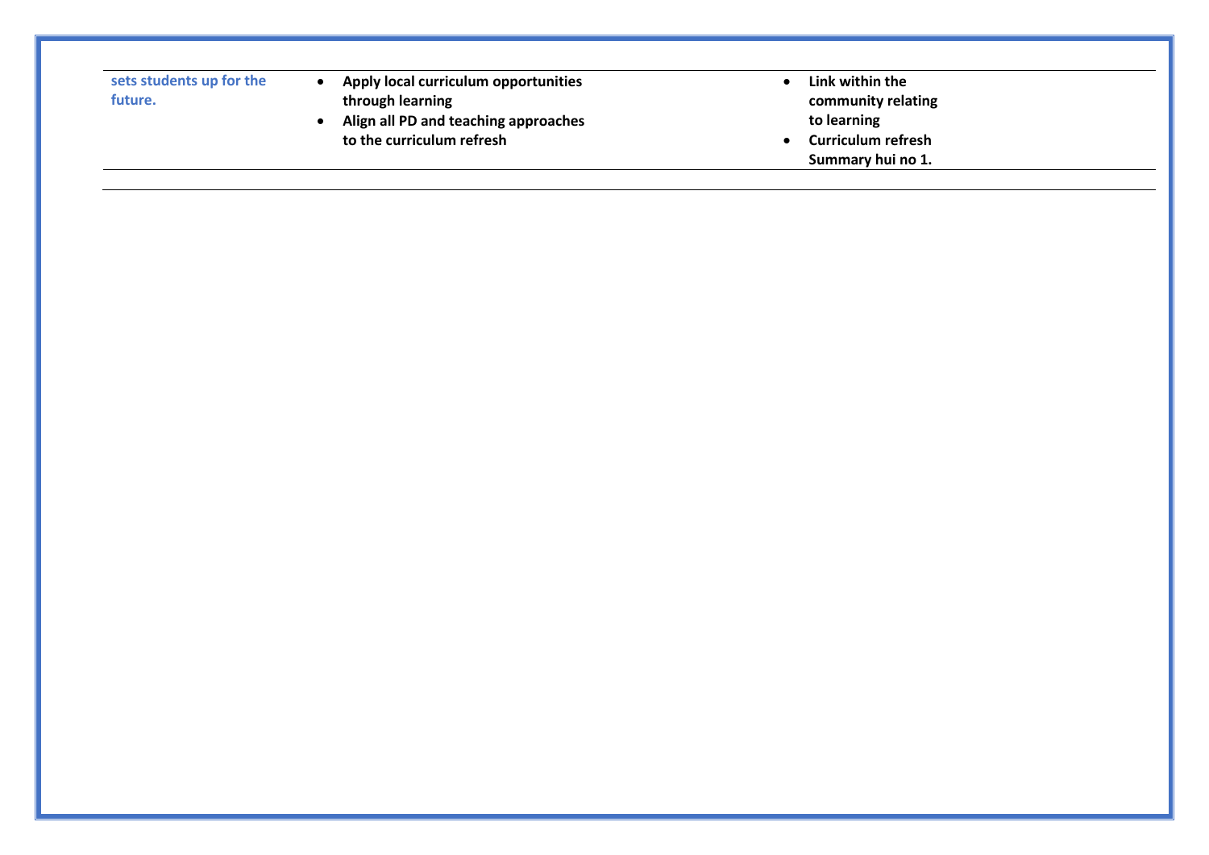| | | |
|---|---|---|
| **sets students up for the future.** | • **Apply local curriculum opportunities through learning**<br>• **Align all PD and teaching approaches to the curriculum refresh** | • **Link within the community relating to learning**<br>• **Curriculum refresh Summary hui no 1.** |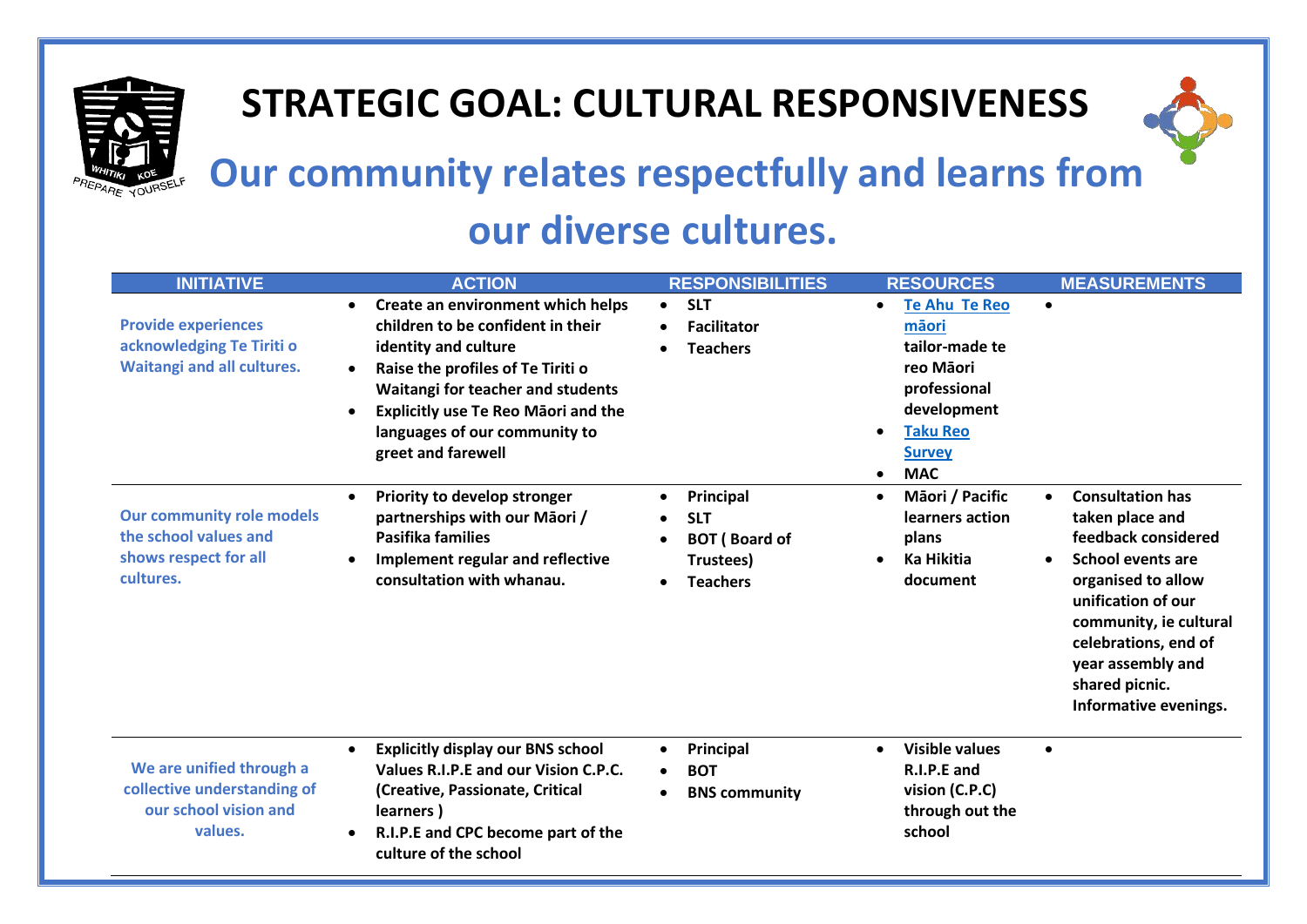# STRATEGIC GOAL: CULTURAL RESPONSIVENESS

## Our community relates respectfully and learns from our diverse cultures.

| INITIATIVE | ACTION | RESPONSIBILITIES | RESOURCES | MEASUREMENTS |
|---|---|---|---|---|
| Provide experiences acknowledging Te Tiriti o Waitangi and all cultures. | • Create an environment which helps children to be confident in their identity and culture<br>• Raise the profiles of Te Tiriti o Waitangi for teacher and students<br>• Explicitly use Te Reo Māori and the languages of our community to greet and farewell | • SLT<br>• Facilitator<br>• Teachers | • Te Ahu Te Reo māori tailor-made te reo Māori professional development<br>• Taku Reo Survey<br>• MAC | • |
| Our community role models the school values and shows respect for all cultures. | • Priority to develop stronger partnerships with our Māori / Pasifika families<br>• Implement regular and reflective consultation with whanau. | • Principal<br>• SLT<br>• BOT ( Board of Trustees)<br>• Teachers | • Māori / Pacific learners action plans<br>• Ka Hikitia document | • Consultation has taken place and feedback considered<br>• School events are organised to allow unification of our community, ie cultural celebrations, end of year assembly and shared picnic. Informative evenings. |
| We are unified through a collective understanding of our school vision and values. | • Explicitly display our BNS school Values R.I.P.E and our Vision C.P.C. (Creative, Passionate, Critical learners )<br>• R.I.P.E and CPC become part of the culture of the school | • Principal<br>• BOT<br>• BNS community | • Visible values R.I.P.E and vision (C.P.C) through out the school | • |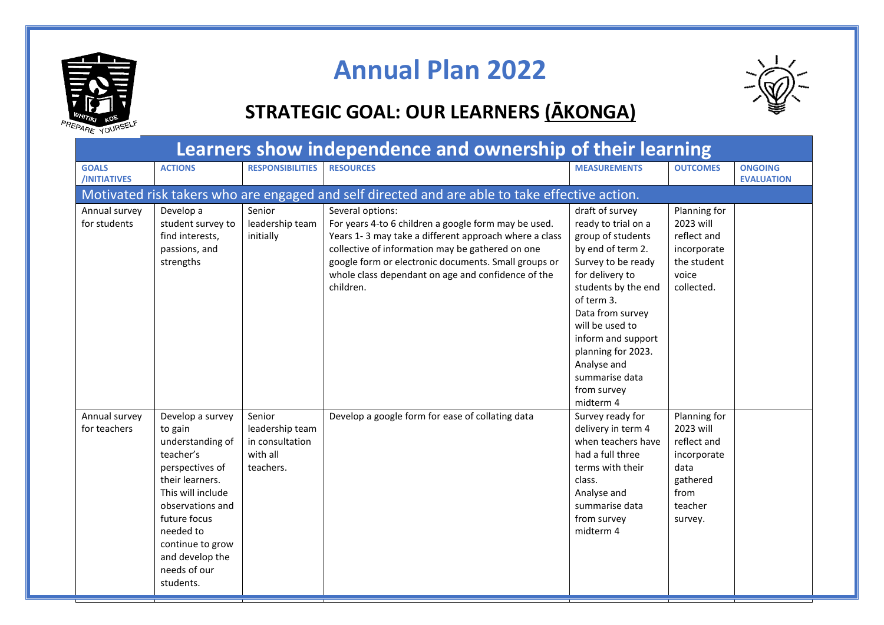# Annual Plan 2022

## STRATEGIC GOAL: OUR LEARNERS (ĀKONGA)

| Learners show independence and ownership of their learning | | | | | | |
|---|---|---|---|---|---|---|
| **GOALS /INITIATIVES** | **ACTIONS** | **RESPONSIBILITIES** | **RESOURCES** | **MEASUREMENTS** | **OUTCOMES** | **ONGOING EVALUATION** |
| Motivated risk takers who are engaged and self directed and are able to take effective action. | | | | | | |
| Annual survey for students | Develop a student survey to find interests, passions, and strengths | Senior leadership team initially | Several options: For years 4-to 6 children a google form may be used. Years 1- 3 may take a different approach where a class collective of information may be gathered on one google form or electronic documents. Small groups or whole class dependant on age and confidence of the children. | draft of survey ready to trial on a group of students by end of term 2. Survey to be ready for delivery to students by the end of term 3. Data from survey will be used to inform and support planning for 2023. Analyse and summarise data from survey midterm 4 | Planning for 2023 will reflect and incorporate the student voice collected. | |
| Annual survey for teachers | Develop a survey to gain understanding of teacher's perspectives of their learners. This will include observations and future focus needed to continue to grow and develop the needs of our students. | Senior leadership team in consultation with all teachers. | Develop a google form for ease of collating data | Survey ready for delivery in term 4 when teachers have had a full three terms with their class. Analyse and summarise data from survey midterm 4 | Planning for 2023 will reflect and incorporate data gathered from teacher survey. | |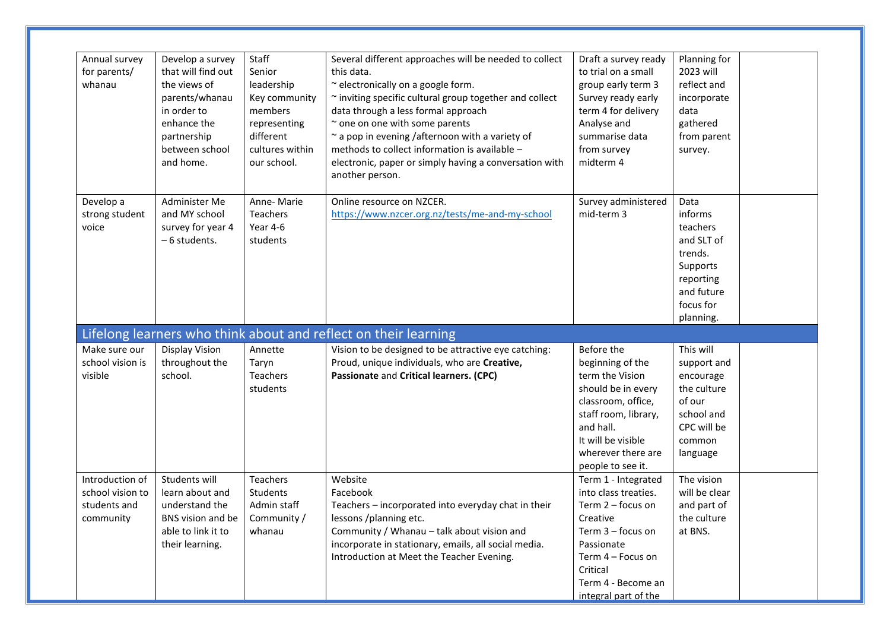| | | | | | | |
|---|---|---|---|---|---|---|
| Annual survey for parents/ whanau | Develop a survey that will find out the views of parents/whanau in order to enhance the partnership between school and home. | Staff<br>Senior leadership<br>Key community members representing different cultures within our school. | Several different approaches will be needed to collect this data.<br>~ electronically on a google form.<br>~ inviting specific cultural group together and collect data through a less formal approach<br>~ one on one with some parents<br>~ a pop in evening /afternoon with a variety of methods to collect information is available – electronic, paper or simply having a conversation with another person. | Draft a survey ready to trial on a small group early term 3<br>Survey ready early term 4 for delivery<br>Analyse and summarise data from survey midterm 4 | Planning for 2023 will reflect and incorporate data gathered from parent survey. | |
| Develop a strong student voice | Administer Me and MY school survey for year 4 – 6 students. | Anne- Marie<br>Teachers<br>Year 4-6 students | Online resource on NZCER.<br>https://www.nzcer.org.nz/tests/me-and-my-school | Survey administered mid-term 3 | Data informs teachers and SLT of trends. Supports reporting and future focus for planning. | |
| **Lifelong learners who think about and reflect on their learning** | | | | | | |
| Make sure our school vision is visible | Display Vision throughout the school. | Annette<br>Taryn<br>Teachers<br>students | Vision to be designed to be attractive eye catching: Proud, unique individuals, who are **Creative, Passionate** and **Critical learners. (CPC)** | Before the beginning of the term the Vision should be in every classroom, office, staff room, library, and hall.<br>It will be visible wherever there are people to see it. | This will support and encourage the culture of our school and CPC will be common language | |
| Introduction of school vision to students and community | Students will learn about and understand the BNS vision and be able to link it to their learning. | Teachers<br>Students<br>Admin staff<br>Community / whanau | Website<br>Facebook<br>Teachers – incorporated into everyday chat in their lessons /planning etc.<br>Community / Whanau – talk about vision and incorporate in stationary, emails, all social media.<br>Introduction at Meet the Teacher Evening. | Term 1 - Integrated into class treaties.<br>Term 2 – focus on Creative<br>Term 3 – focus on Passionate<br>Term 4 – Focus on Critical<br>Term 4 - Become an integral part of the | The vision will be clear and part of the culture at BNS. | |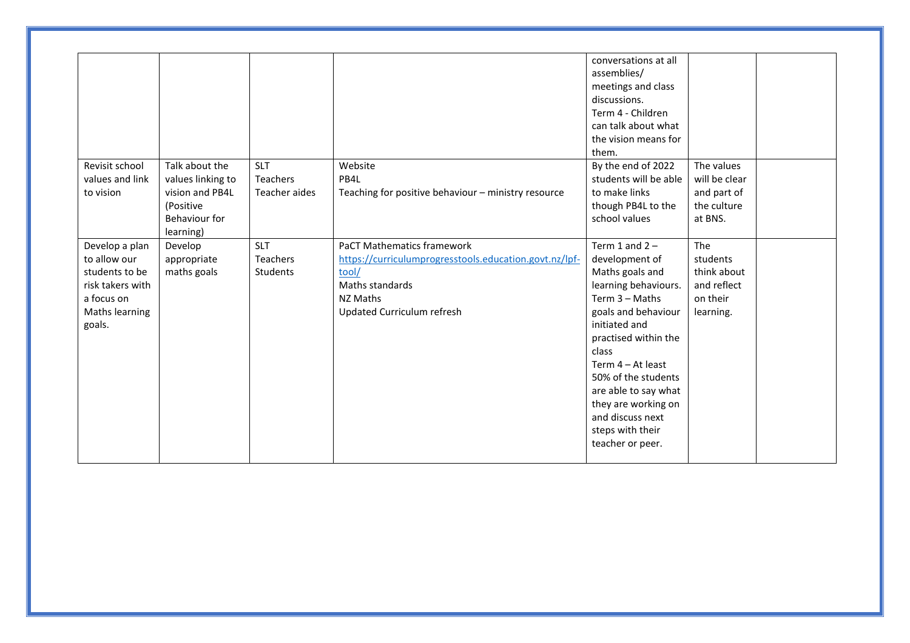| | | | | | | |
|---|---|---|---|---|---|---|
| | | | | conversations at all assemblies/ meetings and class discussions.<br>Term 4 - Children can talk about what the vision means for them. | | |
| Revisit school values and link to vision | Talk about the values linking to vision and PB4L (Positive Behaviour for learning) | SLT<br>Teachers<br>Teacher aides | Website<br>PB4L<br>Teaching for positive behaviour – ministry resource | By the end of 2022 students will be able to make links though PB4L to the school values | The values will be clear and part of the culture at BNS. | |
| Develop a plan to allow our students to be risk takers with a focus on Maths learning goals. | Develop appropriate maths goals | SLT<br>Teachers<br>Students | PaCT Mathematics framework<br>[https://curriculumprogresstools.education.govt.nz/lpf-tool/](https://curriculumprogresstools.education.govt.nz/lpf-tool/)<br>Maths standards<br>NZ Maths<br>Updated Curriculum refresh | Term 1 and 2 – development of Maths goals and learning behaviours.<br>Term 3 – Maths goals and behaviour initiated and practised within the class<br>Term 4 – At least 50% of the students are able to say what they are working on and discuss next steps with their teacher or peer. | The students think about and reflect on their learning. | |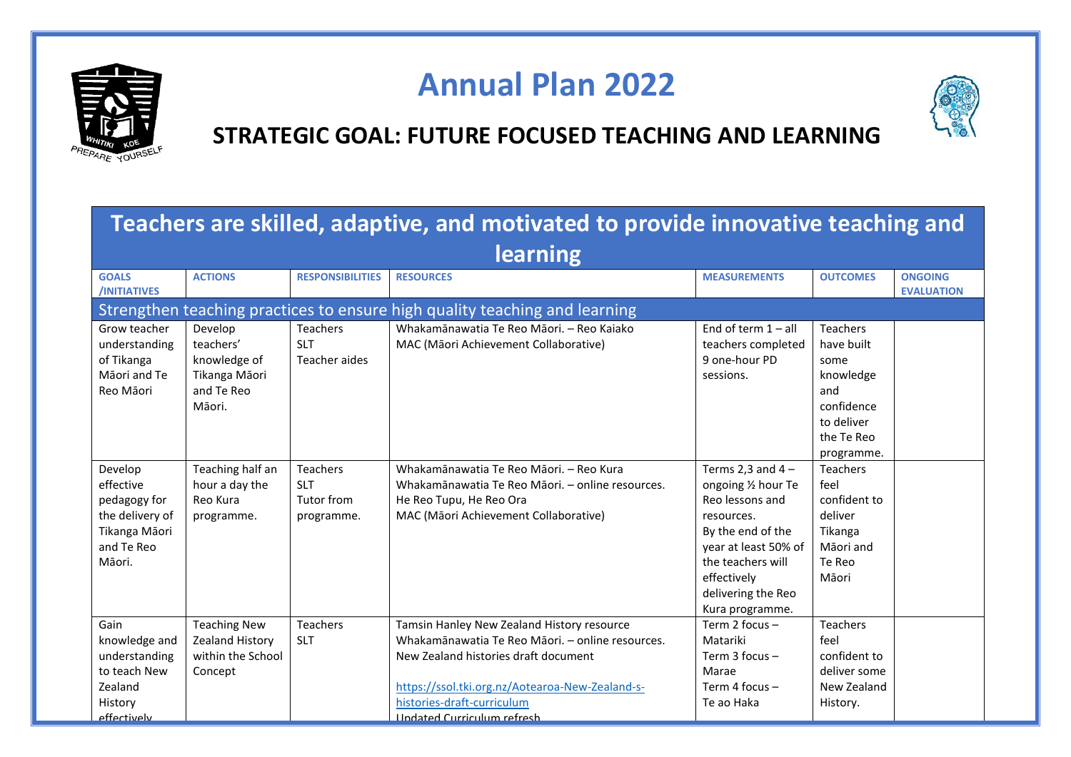# Annual Plan 2022

## STRATEGIC GOAL: FUTURE FOCUSED TEACHING AND LEARNING

| Teachers are skilled, adaptive, and motivated to provide innovative teaching and learning | | | | | | |
|---|---|---|---|---|---|---|
| **GOALS /INITIATIVES** | **ACTIONS** | **RESPONSIBILITIES** | **RESOURCES** | **MEASUREMENTS** | **OUTCOMES** | **ONGOING EVALUATION** |
| Strengthen teaching practices to ensure high quality teaching and learning | | | | | | |
| Grow teacher understanding of Tikanga Māori and Te Reo Māori | Develop teachers' knowledge of Tikanga Māori and Te Reo Māori. | Teachers<br>SLT<br>Teacher aides | Whakamānawatia Te Reo Māori. – Reo Kaiako<br>MAC (Māori Achievement Collaborative) | End of term 1 – all teachers completed 9 one-hour PD sessions. | Teachers have built some knowledge and confidence to deliver the Te Reo programme. | |
| Develop effective pedagogy for the delivery of Tikanga Māori and Te Reo Māori. | Teaching half an hour a day the Reo Kura programme. | Teachers<br>SLT<br>Tutor from programme. | Whakamānawatia Te Reo Māori. – Reo Kura<br>Whakamānawatia Te Reo Māori. – online resources.<br>He Reo Tupu, He Reo Ora<br>MAC (Māori Achievement Collaborative) | Terms 2,3 and 4 – ongoing ½ hour Te Reo lessons and resources.<br>By the end of the year at least 50% of the teachers will effectively delivering the Reo Kura programme. | Teachers feel confident to deliver Tikanga Māori and Te Reo Māori | |
| Gain knowledge and understanding to teach New Zealand History effectively | Teaching New Zealand History within the School Concept | Teachers<br>SLT | Tamsin Hanley New Zealand History resource<br>Whakamānawatia Te Reo Māori. – online resources.<br>New Zealand histories draft document<br><br>https://ssol.tki.org.nz/Aotearoa-New-Zealand-s-histories-draft-curriculum<br>Updated Curriculum refresh | Term 2 focus – Matariki<br>Term 3 focus – Marae<br>Term 4 focus – Te ao Haka | Teachers feel confident to deliver some New Zealand History. | |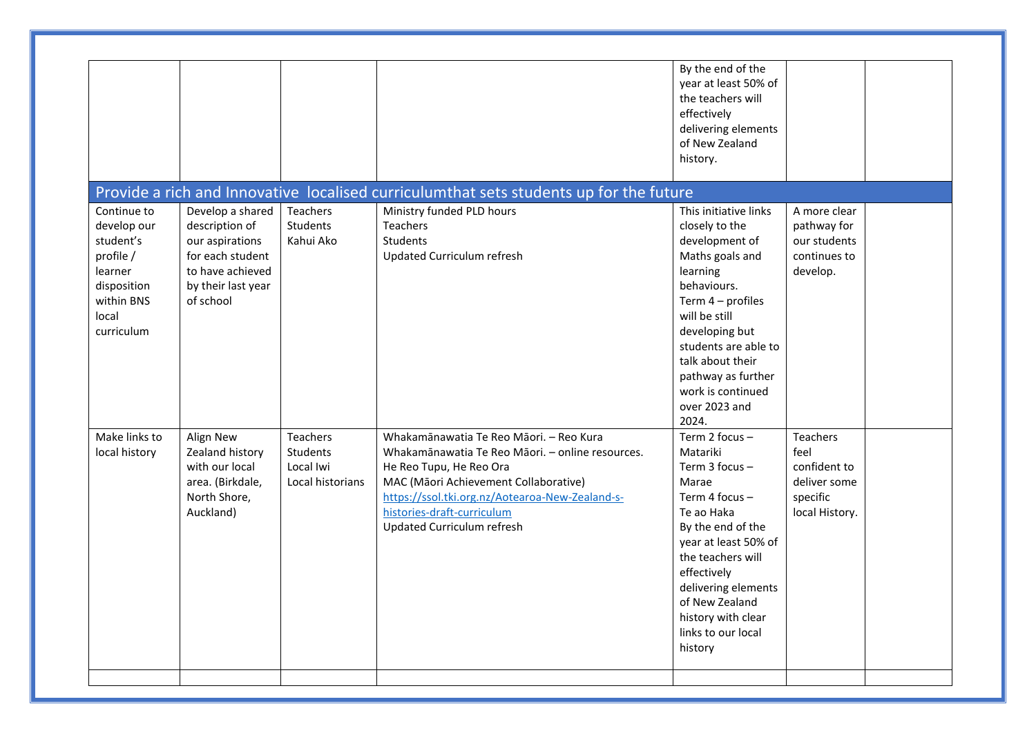| | | | | | | |
|---|---|---|---|---|---|---|
| | | | | By the end of the year at least 50% of the teachers will effectively delivering elements of New Zealand history. | | |
| **Provide a rich and Innovative localised curriculumthat sets students up for the future** | | | | | | |
| Continue to develop our student's profile / learner disposition within BNS local curriculum | Develop a shared description of our aspirations for each student to have achieved by their last year of school | Teachers<br>Students<br>Kahui Ako | Ministry funded PLD hours<br>Teachers<br>Students<br>Updated Curriculum refresh | This initiative links closely to the development of Maths goals and learning behaviours.<br>Term 4 – profiles will be still developing but students are able to talk about their pathway as further work is continued over 2023 and 2024. | A more clear pathway for our students continues to develop. | |
| Make links to local history | Align New Zealand history with our local area. (Birkdale, North Shore, Auckland) | Teachers<br>Students<br>Local Iwi<br>Local historians | Whakamānawatia Te Reo Māori. – Reo Kura<br>Whakamānawatia Te Reo Māori. – online resources.<br>He Reo Tupu, He Reo Ora<br>MAC (Māori Achievement Collaborative)<br>https://ssol.tki.org.nz/Aotearoa-New-Zealand-s-histories-draft-curriculum<br>Updated Curriculum refresh | Term 2 focus – Matariki<br>Term 3 focus – Marae<br>Term 4 focus – Te ao Haka<br>By the end of the year at least 50% of the teachers will effectively delivering elements of New Zealand history with clear links to our local history | Teachers feel confident to deliver some specific local History. | |
| | | | | | | |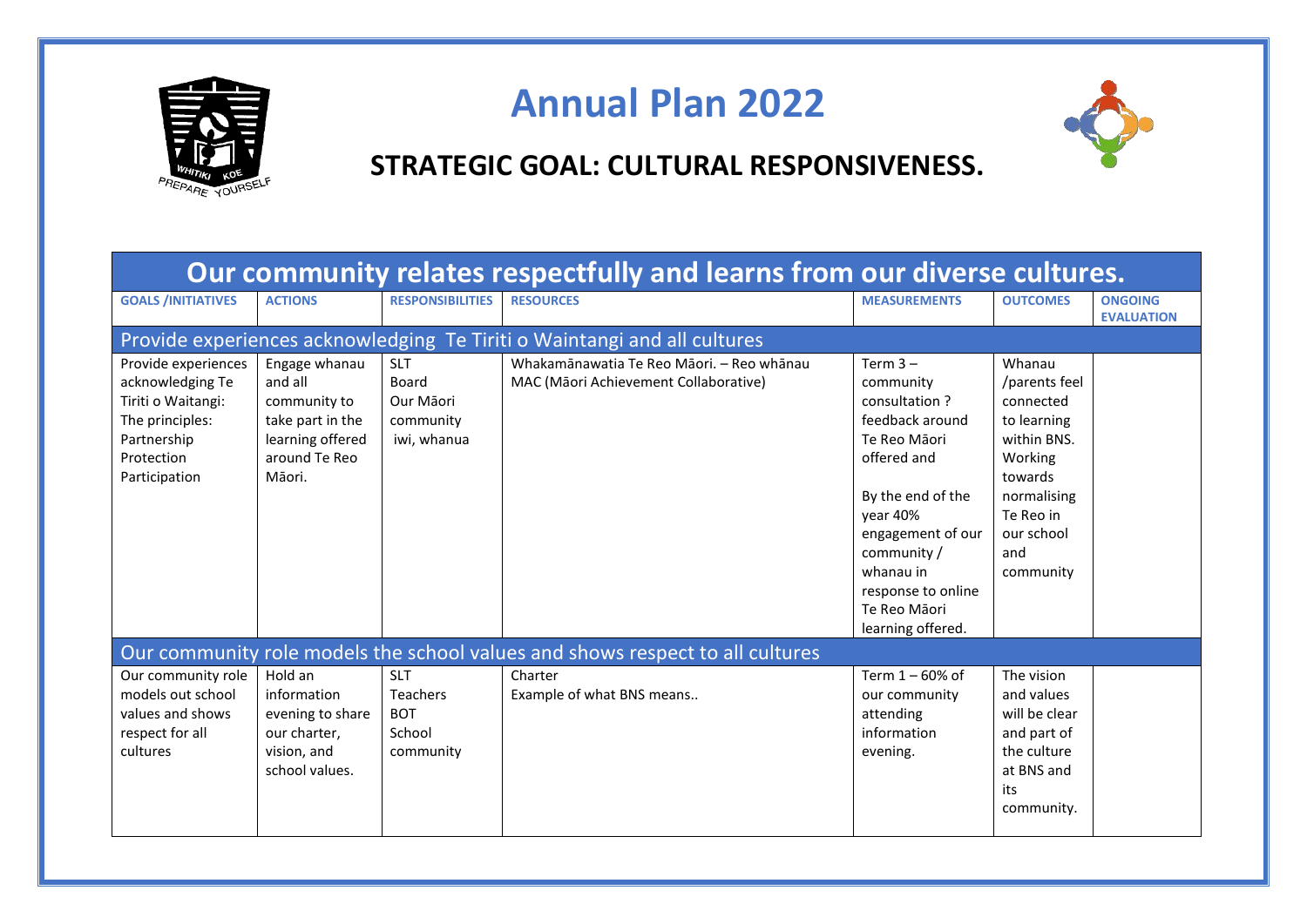# Annual Plan 2022

## STRATEGIC GOAL: CULTURAL RESPONSIVENESS.

| Our community relates respectfully and learns from our diverse cultures. | | | | | | |
|---|---|---|---|---|---|---|
| **GOALS /INITIATIVES** | **ACTIONS** | **RESPONSIBILITIES** | **RESOURCES** | **MEASUREMENTS** | **OUTCOMES** | **ONGOING EVALUATION** |
| Provide experiences acknowledging Te Tiriti o Waintangi and all cultures | | | | | | |
| Provide experiences acknowledging Te Tiriti o Waitangi: The principles: Partnership Protection Participation | Engage whanau and all community to take part in the learning offered around Te Reo Māori. | SLT Board Our Māori community iwi, whanua | Whakamānawatia Te Reo Māori. – Reo whānau MAC (Māori Achievement Collaborative) | Term 3 – community consultation ? feedback around Te Reo Māori offered and<br><br>By the end of the year 40% engagement of our community / whanau in response to online Te Reo Māori learning offered. | Whanau /parents feel connected to learning within BNS. Working towards normalising Te Reo in our school and community | |
| Our community role models the school values and shows respect to all cultures | | | | | | |
| Our community role models out school values and shows respect for all cultures | Hold an information evening to share our charter, vision, and school values. | SLT Teachers BOT School community | Charter Example of what BNS means.. | Term 1 – 60% of our community attending information evening. | The vision and values will be clear and part of the culture at BNS and its community. | |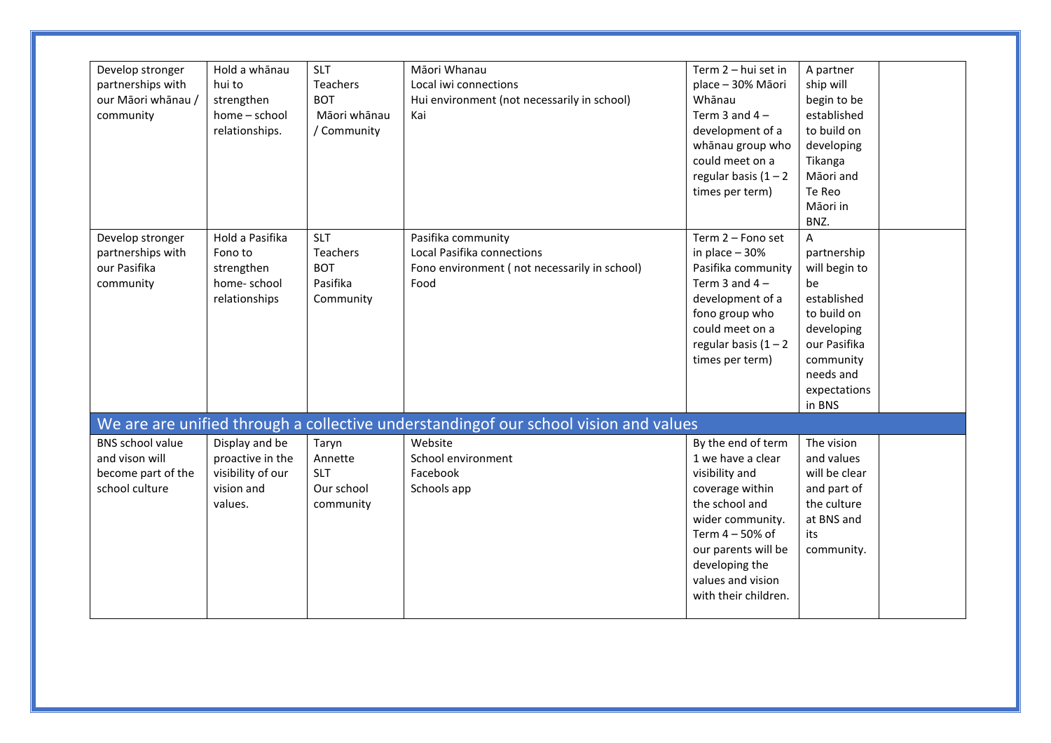| | | | | | | |
|---|---|---|---|---|---|---|
| Develop stronger partnerships with our Māori whānau / community | Hold a whānau hui to strengthen home – school relationships. | SLT<br>Teachers<br>BOT<br>Māori whānau / Community | Māori Whanau<br>Local iwi connections<br>Hui environment (not necessarily in school)<br>Kai | Term 2 – hui set in place – 30% Māori Whānau<br>Term 3 and 4 – development of a whānau group who could meet on a regular basis (1 – 2 times per term) | A partner ship will begin to be established to build on developing Tikanga Māori and Te Reo Māori in BNZ. | |
| Develop stronger partnerships with our Pasifika community | Hold a Pasifika Fono to strengthen home- school relationships | SLT<br>Teachers<br>BOT<br>Pasifika Community | Pasifika community<br>Local Pasifika connections<br>Fono environment ( not necessarily in school)<br>Food | Term 2 – Fono set in place – 30% Pasifika community<br>Term 3 and 4 – development of a fono group who could meet on a regular basis (1 – 2 times per term) | A partnership will begin to be established to build on developing our Pasifika community needs and expectations in BNS | |
| **We are are unified through a collective understandingof our school vision and values** | | | | | | |
| BNS school value and vison will become part of the school culture | Display and be proactive in the visibility of our vision and values. | Taryn<br>Annette<br>SLT<br>Our school community | Website<br>School environment<br>Facebook<br>Schools app | By the end of term 1 we have a clear visibility and coverage within the school and wider community.<br>Term 4 – 50% of our parents will be developing the values and vision with their children. | The vision and values will be clear and part of the culture at BNS and its community. | |